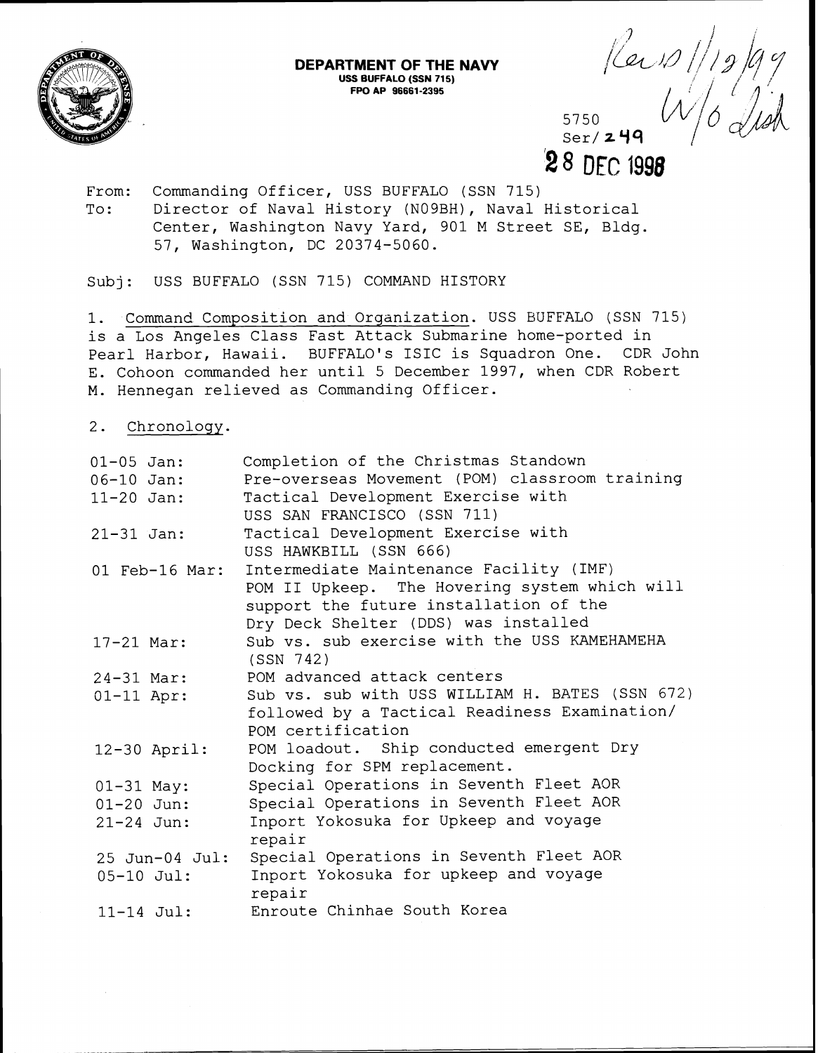**DEPARTMENT OF THE NAVY**
**USS BUFFALO (SSN 715)**
**FPO AP 96661-2395**

Rev'd 1/12/99
W/o Dish

5750
Ser/ 249
28 DEC 1998

From: Commanding Officer, USS BUFFALO (SSN 715)
To: Director of Naval History (N09BH), Naval Historical Center, Washington Navy Yard, 901 M Street SE, Bldg. 57, Washington, DC 20374-5060.

Subj: USS BUFFALO (SSN 715) COMMAND HISTORY

1. Command Composition and Organization. USS BUFFALO (SSN 715) is a Los Angeles Class Fast Attack Submarine home-ported in Pearl Harbor, Hawaii. BUFFALO's ISIC is Squadron One. CDR John E. Cohoon commanded her until 5 December 1997, when CDR Robert M. Hennegan relieved as Commanding Officer.

2. Chronology.

| | |
|---|---|
| 01-05 Jan: | Completion of the Christmas Standown |
| 06-10 Jan: | Pre-overseas Movement (POM) classroom training |
| 11-20 Jan: | Tactical Development Exercise with USS SAN FRANCISCO (SSN 711) |
| 21-31 Jan: | Tactical Development Exercise with USS HAWKBILL (SSN 666) |
| 01 Feb-16 Mar: | Intermediate Maintenance Facility (IMF) POM II Upkeep. The Hovering system which will support the future installation of the Dry Deck Shelter (DDS) was installed |
| 17-21 Mar: | Sub vs. sub exercise with the USS KAMEHAMEHA (SSN 742) |
| 24-31 Mar: | POM advanced attack centers |
| 01-11 Apr: | Sub vs. sub with USS WILLIAM H. BATES (SSN 672) followed by a Tactical Readiness Examination/ POM certification |
| 12-30 April: | POM loadout. Ship conducted emergent Dry Docking for SPM replacement. |
| 01-31 May: | Special Operations in Seventh Fleet AOR |
| 01-20 Jun: | Special Operations in Seventh Fleet AOR |
| 21-24 Jun: | Inport Yokosuka for Upkeep and voyage repair |
| 25 Jun-04 Jul: | Special Operations in Seventh Fleet AOR |
| 05-10 Jul: | Inport Yokosuka for upkeep and voyage repair |
| 11-14 Jul: | Enroute Chinhae South Korea |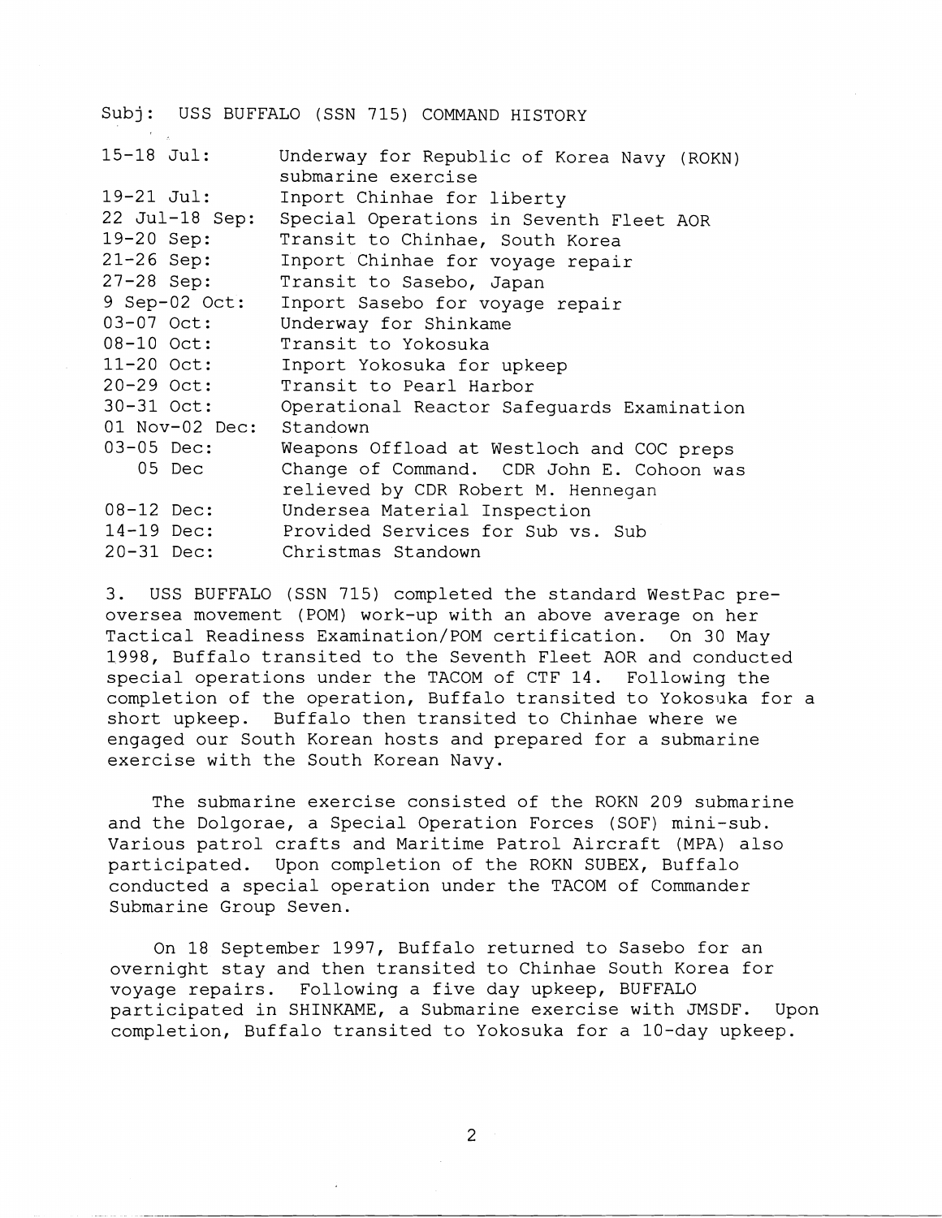Subj: USS BUFFALO (SSN 715) COMMAND HISTORY

| | |
|---|---|
| 15-18 Jul: | Underway for Republic of Korea Navy (ROKN) submarine exercise |
| 19-21 Jul: | Inport Chinhae for liberty |
| 22 Jul-18 Sep: | Special Operations in Seventh Fleet AOR |
| 19-20 Sep: | Transit to Chinhae, South Korea |
| 21-26 Sep: | Inport Chinhae for voyage repair |
| 27-28 Sep: | Transit to Sasebo, Japan |
| 9 Sep-02 Oct: | Inport Sasebo for voyage repair |
| 03-07 Oct: | Underway for Shinkame |
| 08-10 Oct: | Transit to Yokosuka |
| 11-20 Oct: | Inport Yokosuka for upkeep |
| 20-29 Oct: | Transit to Pearl Harbor |
| 30-31 Oct: | Operational Reactor Safeguards Examination |
| 01 Nov-02 Dec: | Standown |
| 03-05 Dec: | Weapons Offload at Westloch and COC preps |
| 05 Dec | Change of Command. CDR John E. Cohoon was relieved by CDR Robert M. Hennegan |
| 08-12 Dec: | Undersea Material Inspection |
| 14-19 Dec: | Provided Services for Sub vs. Sub |
| 20-31 Dec: | Christmas Standown |

3. USS BUFFALO (SSN 715) completed the standard WestPac pre-oversea movement (POM) work-up with an above average on her Tactical Readiness Examination/POM certification. On 30 May 1998, Buffalo transited to the Seventh Fleet AOR and conducted special operations under the TACOM of CTF 14. Following the completion of the operation, Buffalo transited to Yokosuka for a short upkeep. Buffalo then transited to Chinhae where we engaged our South Korean hosts and prepared for a submarine exercise with the South Korean Navy.

The submarine exercise consisted of the ROKN 209 submarine and the Dolgorae, a Special Operation Forces (SOF) mini-sub. Various patrol crafts and Maritime Patrol Aircraft (MPA) also participated. Upon completion of the ROKN SUBEX, Buffalo conducted a special operation under the TACOM of Commander Submarine Group Seven.

On 18 September 1997, Buffalo returned to Sasebo for an overnight stay and then transited to Chinhae South Korea for voyage repairs. Following a five day upkeep, BUFFALO participated in SHINKAME, a Submarine exercise with JMSDF. Upon completion, Buffalo transited to Yokosuka for a 10-day upkeep.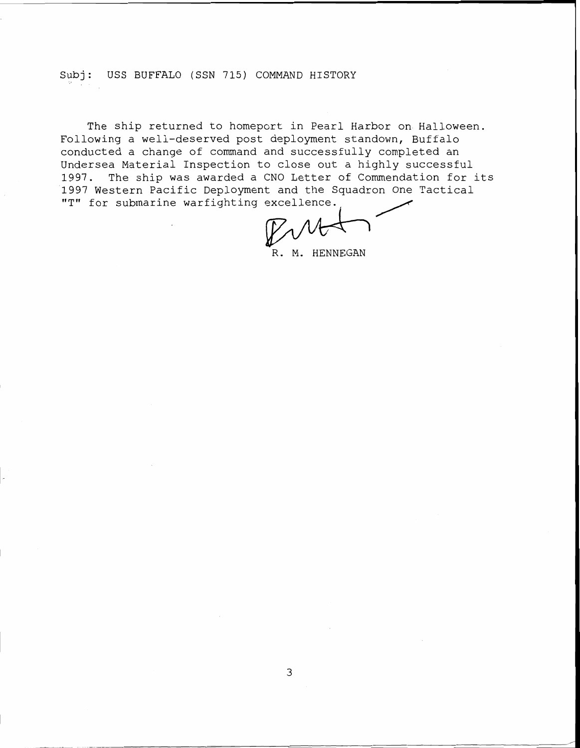Subj: USS BUFFALO (SSN 715) COMMAND HISTORY

The ship returned to homeport in Pearl Harbor on Halloween. Following a well-deserved post deployment standown, Buffalo conducted a change of command and successfully completed an Undersea Material Inspection to close out a highly successful 1997. The ship was awarded a CNO Letter of Commendation for its 1997 Western Pacific Deployment and the Squadron One Tactical "T" for submarine warfighting excellence.

R. M. HENNEGAN